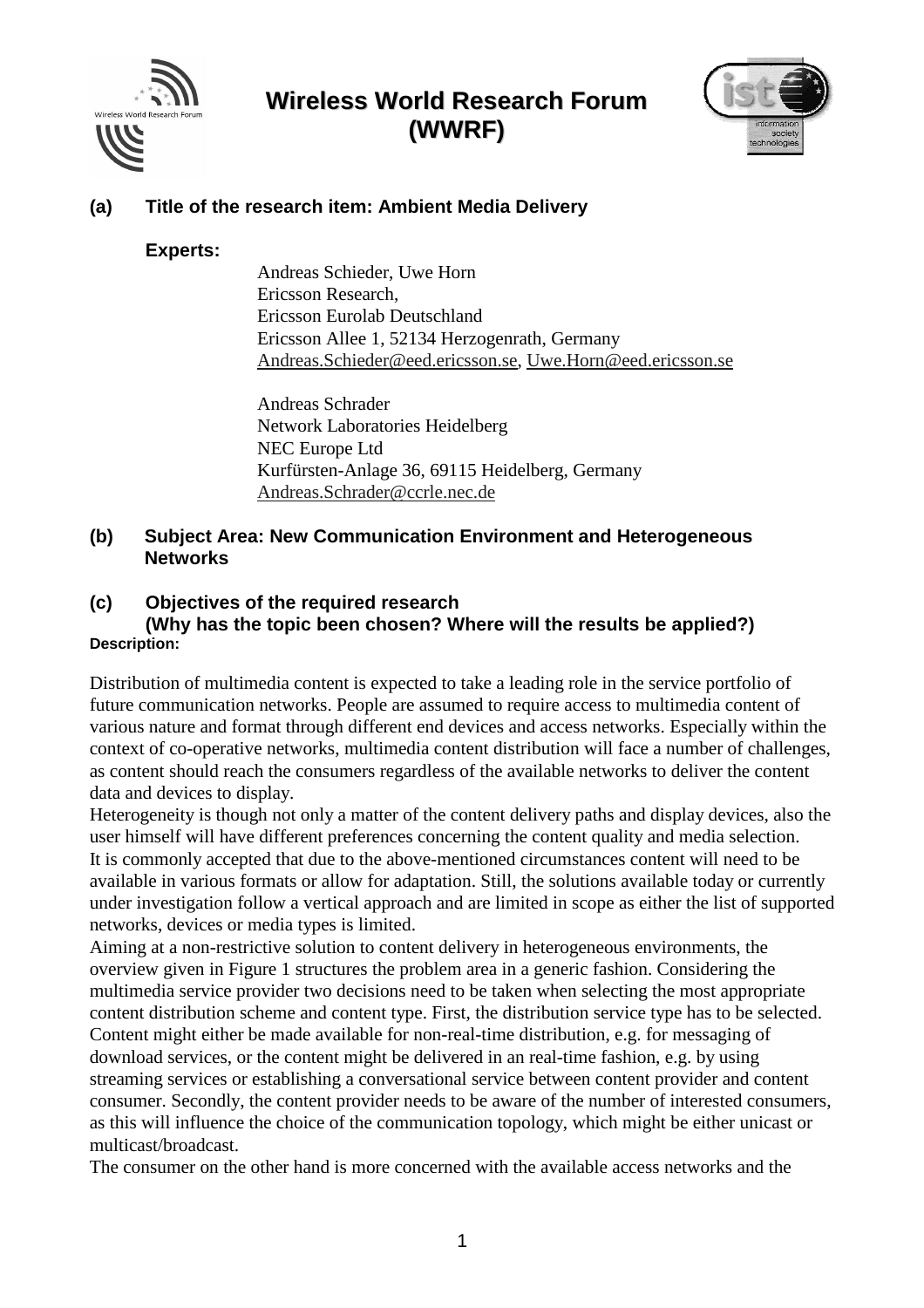# Wireless World Research Forum (WWRF)

## (a) Title of the research item: Ambient Media Delivery

**Experts:**

Andreas Schieder, Uwe Horn
Ericsson Research,
Ericsson Eurolab Deutschland
Ericsson Allee 1, 52134 Herzogenrath, Germany
Andreas.Schieder@eed.ericsson.se, Uwe.Horn@eed.ericsson.se

Andreas Schrader
Network Laboratories Heidelberg
NEC Europe Ltd
Kurfürsten-Anlage 36, 69115 Heidelberg, Germany
Andreas.Schrader@ccrle.nec.de

## (b) Subject Area: New Communication Environment and Heterogeneous Networks

## (c) Objectives of the required research (Why has the topic been chosen? Where will the results be applied?)

**Description:**

Distribution of multimedia content is expected to take a leading role in the service portfolio of future communication networks. People are assumed to require access to multimedia content of various nature and format through different end devices and access networks. Especially within the context of co-operative networks, multimedia content distribution will face a number of challenges, as content should reach the consumers regardless of the available networks to deliver the content data and devices to display.

Heterogeneity is though not only a matter of the content delivery paths and display devices, also the user himself will have different preferences concerning the content quality and media selection.

It is commonly accepted that due to the above-mentioned circumstances content will need to be available in various formats or allow for adaptation. Still, the solutions available today or currently under investigation follow a vertical approach and are limited in scope as either the list of supported networks, devices or media types is limited.

Aiming at a non-restrictive solution to content delivery in heterogeneous environments, the overview given in Figure 1 structures the problem area in a generic fashion. Considering the multimedia service provider two decisions need to be taken when selecting the most appropriate content distribution scheme and content type. First, the distribution service type has to be selected. Content might either be made available for non-real-time distribution, e.g. for messaging of download services, or the content might be delivered in an real-time fashion, e.g. by using streaming services or establishing a conversational service between content provider and content consumer. Secondly, the content provider needs to be aware of the number of interested consumers, as this will influence the choice of the communication topology, which might be either unicast or multicast/broadcast.

The consumer on the other hand is more concerned with the available access networks and the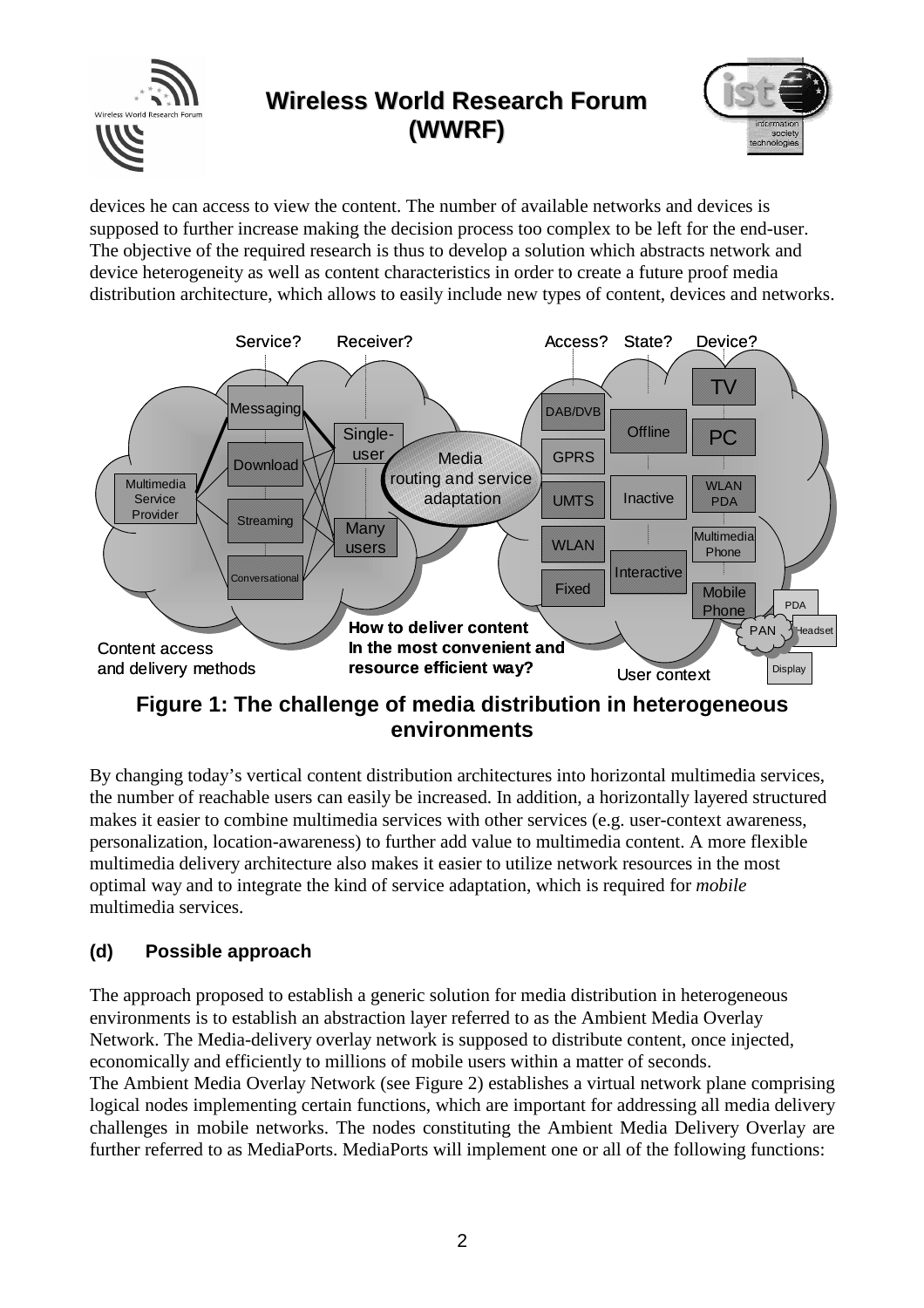devices he can access to view the content. The number of available networks and devices is supposed to further increase making the decision process too complex to be left for the end-user. The objective of the required research is thus to develop a solution which abstracts network and device heterogeneity as well as content characteristics in order to create a future proof media distribution architecture, which allows to easily include new types of content, devices and networks.

**Figure 1: The challenge of media distribution in heterogeneous environments**

By changing today's vertical content distribution architectures into horizontal multimedia services, the number of reachable users can easily be increased. In addition, a horizontally layered structured makes it easier to combine multimedia services with other services (e.g. user-context awareness, personalization, location-awareness) to further add value to multimedia content. A more flexible multimedia delivery architecture also makes it easier to utilize network resources in the most optimal way and to integrate the kind of service adaptation, which is required for *mobile* multimedia services.

### (d) Possible approach

The approach proposed to establish a generic solution for media distribution in heterogeneous environments is to establish an abstraction layer referred to as the Ambient Media Overlay Network. The Media-delivery overlay network is supposed to distribute content, once injected, economically and efficiently to millions of mobile users within a matter of seconds.

The Ambient Media Overlay Network (see Figure 2) establishes a virtual network plane comprising logical nodes implementing certain functions, which are important for addressing all media delivery challenges in mobile networks. The nodes constituting the Ambient Media Delivery Overlay are further referred to as MediaPorts. MediaPorts will implement one or all of the following functions: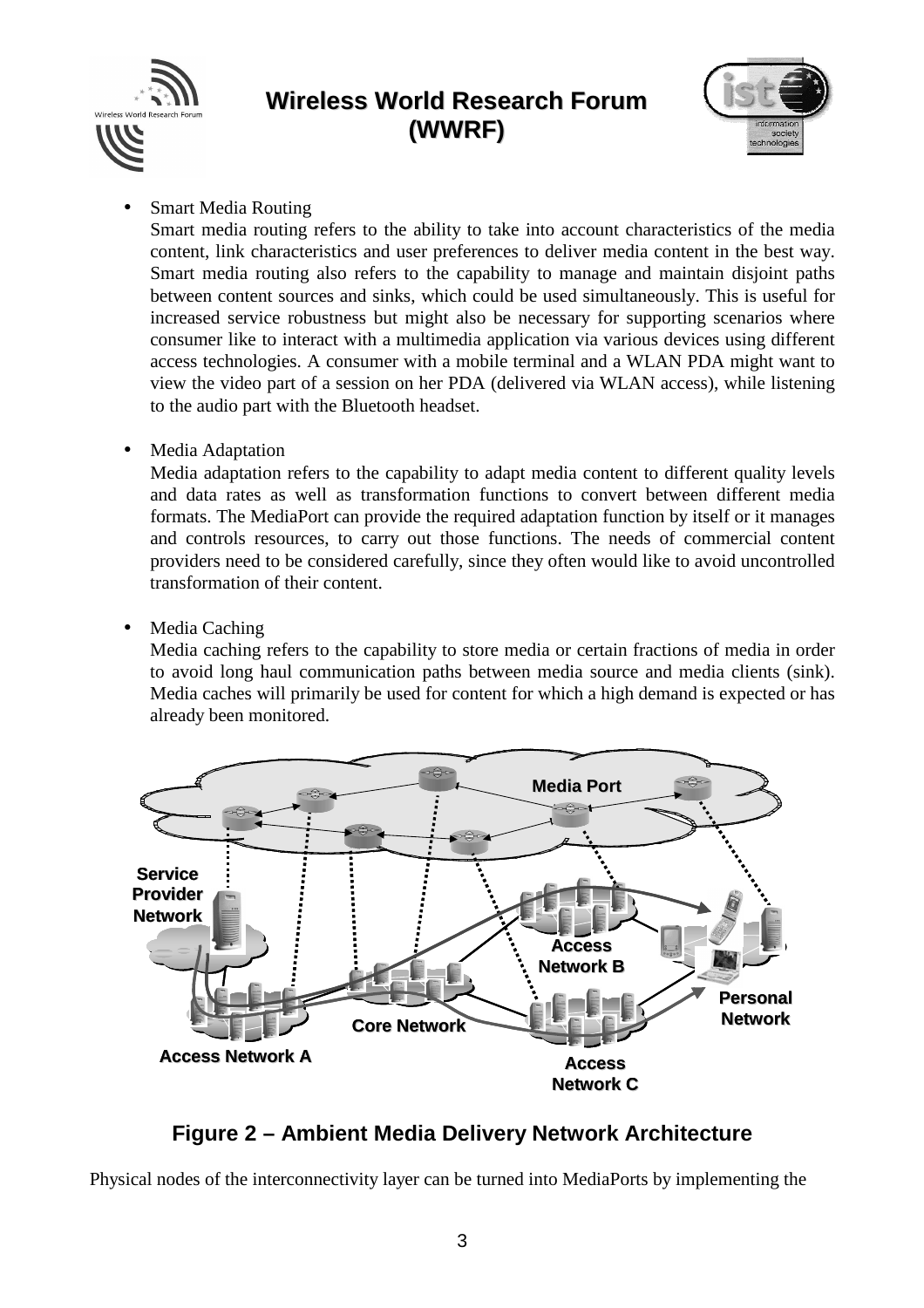- Smart Media Routing
  Smart media routing refers to the ability to take into account characteristics of the media content, link characteristics and user preferences to deliver media content in the best way. Smart media routing also refers to the capability to manage and maintain disjoint paths between content sources and sinks, which could be used simultaneously. This is useful for increased service robustness but might also be necessary for supporting scenarios where consumer like to interact with a multimedia application via various devices using different access technologies. A consumer with a mobile terminal and a WLAN PDA might want to view the video part of a session on her PDA (delivered via WLAN access), while listening to the audio part with the Bluetooth headset.

- Media Adaptation
  Media adaptation refers to the capability to adapt media content to different quality levels and data rates as well as transformation functions to convert between different media formats. The MediaPort can provide the required adaptation function by itself or it manages and controls resources, to carry out those functions. The needs of commercial content providers need to be considered carefully, since they often would like to avoid uncontrolled transformation of their content.

- Media Caching
  Media caching refers to the capability to store media or certain fractions of media in order to avoid long haul communication paths between media source and media clients (sink). Media caches will primarily be used for content for which a high demand is expected or has already been monitored.

**Figure 2 – Ambient Media Delivery Network Architecture**

Physical nodes of the interconnectivity layer can be turned into MediaPorts by implementing the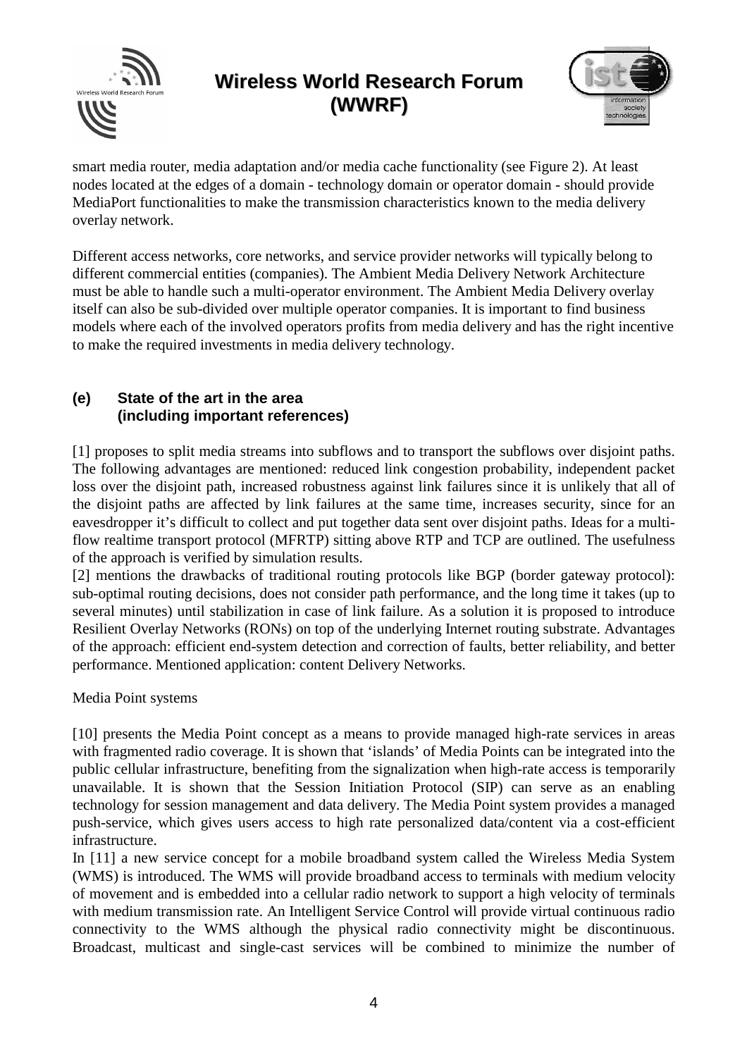smart media router, media adaptation and/or media cache functionality (see Figure 2). At least nodes located at the edges of a domain - technology domain or operator domain - should provide MediaPort functionalities to make the transmission characteristics known to the media delivery overlay network.

Different access networks, core networks, and service provider networks will typically belong to different commercial entities (companies). The Ambient Media Delivery Network Architecture must be able to handle such a multi-operator environment. The Ambient Media Delivery overlay itself can also be sub-divided over multiple operator companies. It is important to find business models where each of the involved operators profits from media delivery and has the right incentive to make the required investments in media delivery technology.

## (e) State of the art in the area (including important references)

[1] proposes to split media streams into subflows and to transport the subflows over disjoint paths. The following advantages are mentioned: reduced link congestion probability, independent packet loss over the disjoint path, increased robustness against link failures since it is unlikely that all of the disjoint paths are affected by link failures at the same time, increases security, since for an eavesdropper it's difficult to collect and put together data sent over disjoint paths. Ideas for a multi-flow realtime transport protocol (MFRTP) sitting above RTP and TCP are outlined. The usefulness of the approach is verified by simulation results.
[2] mentions the drawbacks of traditional routing protocols like BGP (border gateway protocol): sub-optimal routing decisions, does not consider path performance, and the long time it takes (up to several minutes) until stabilization in case of link failure. As a solution it is proposed to introduce Resilient Overlay Networks (RONs) on top of the underlying Internet routing substrate. Advantages of the approach: efficient end-system detection and correction of faults, better reliability, and better performance. Mentioned application: content Delivery Networks.

Media Point systems

[10] presents the Media Point concept as a means to provide managed high-rate services in areas with fragmented radio coverage. It is shown that 'islands' of Media Points can be integrated into the public cellular infrastructure, benefiting from the signalization when high-rate access is temporarily unavailable. It is shown that the Session Initiation Protocol (SIP) can serve as an enabling technology for session management and data delivery. The Media Point system provides a managed push-service, which gives users access to high rate personalized data/content via a cost-efficient infrastructure.
In [11] a new service concept for a mobile broadband system called the Wireless Media System (WMS) is introduced. The WMS will provide broadband access to terminals with medium velocity of movement and is embedded into a cellular radio network to support a high velocity of terminals with medium transmission rate. An Intelligent Service Control will provide virtual continuous radio connectivity to the WMS although the physical radio connectivity might be discontinuous. Broadcast, multicast and single-cast services will be combined to minimize the number of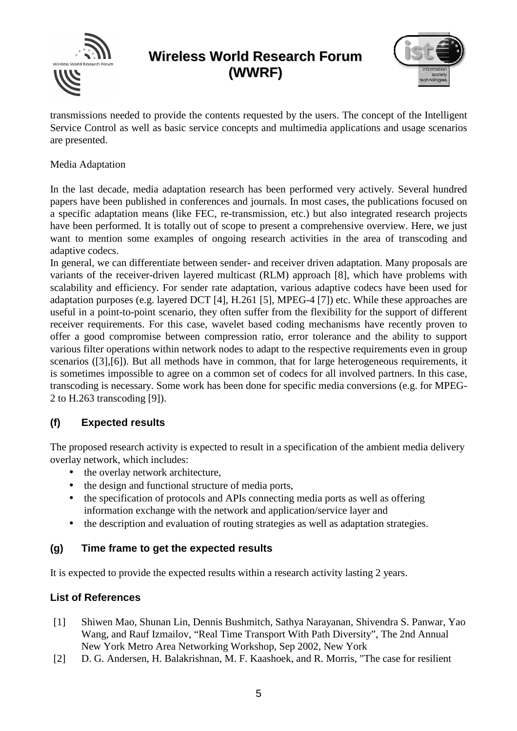transmissions needed to provide the contents requested by the users. The concept of the Intelligent Service Control as well as basic service concepts and multimedia applications and usage scenarios are presented.

Media Adaptation

In the last decade, media adaptation research has been performed very actively. Several hundred papers have been published in conferences and journals. In most cases, the publications focused on a specific adaptation means (like FEC, re-transmission, etc.) but also integrated research projects have been performed. It is totally out of scope to present a comprehensive overview. Here, we just want to mention some examples of ongoing research activities in the area of transcoding and adaptive codecs.
In general, we can differentiate between sender- and receiver driven adaptation. Many proposals are variants of the receiver-driven layered multicast (RLM) approach [8], which have problems with scalability and efficiency. For sender rate adaptation, various adaptive codecs have been used for adaptation purposes (e.g. layered DCT [4], H.261 [5], MPEG-4 [7]) etc. While these approaches are useful in a point-to-point scenario, they often suffer from the flexibility for the support of different receiver requirements. For this case, wavelet based coding mechanisms have recently proven to offer a good compromise between compression ratio, error tolerance and the ability to support various filter operations within network nodes to adapt to the respective requirements even in group scenarios ([3],[6]). But all methods have in common, that for large heterogeneous requirements, it is sometimes impossible to agree on a common set of codecs for all involved partners. In this case, transcoding is necessary. Some work has been done for specific media conversions (e.g. for MPEG-2 to H.263 transcoding [9]).

### (f) Expected results

The proposed research activity is expected to result in a specification of the ambient media delivery overlay network, which includes:

- the overlay network architecture,
- the design and functional structure of media ports,
- the specification of protocols and APIs connecting media ports as well as offering information exchange with the network and application/service layer and
- the description and evaluation of routing strategies as well as adaptation strategies.

### (g) Time frame to get the expected results

It is expected to provide the expected results within a research activity lasting 2 years.

### List of References

[1] Shiwen Mao, Shunan Lin, Dennis Bushmitch, Sathya Narayanan, Shivendra S. Panwar, Yao Wang, and Rauf Izmailov, “Real Time Transport With Path Diversity”, The 2nd Annual New York Metro Area Networking Workshop, Sep 2002, New York

[2] D. G. Andersen, H. Balakrishnan, M. F. Kaashoek, and R. Morris, "The case for resilient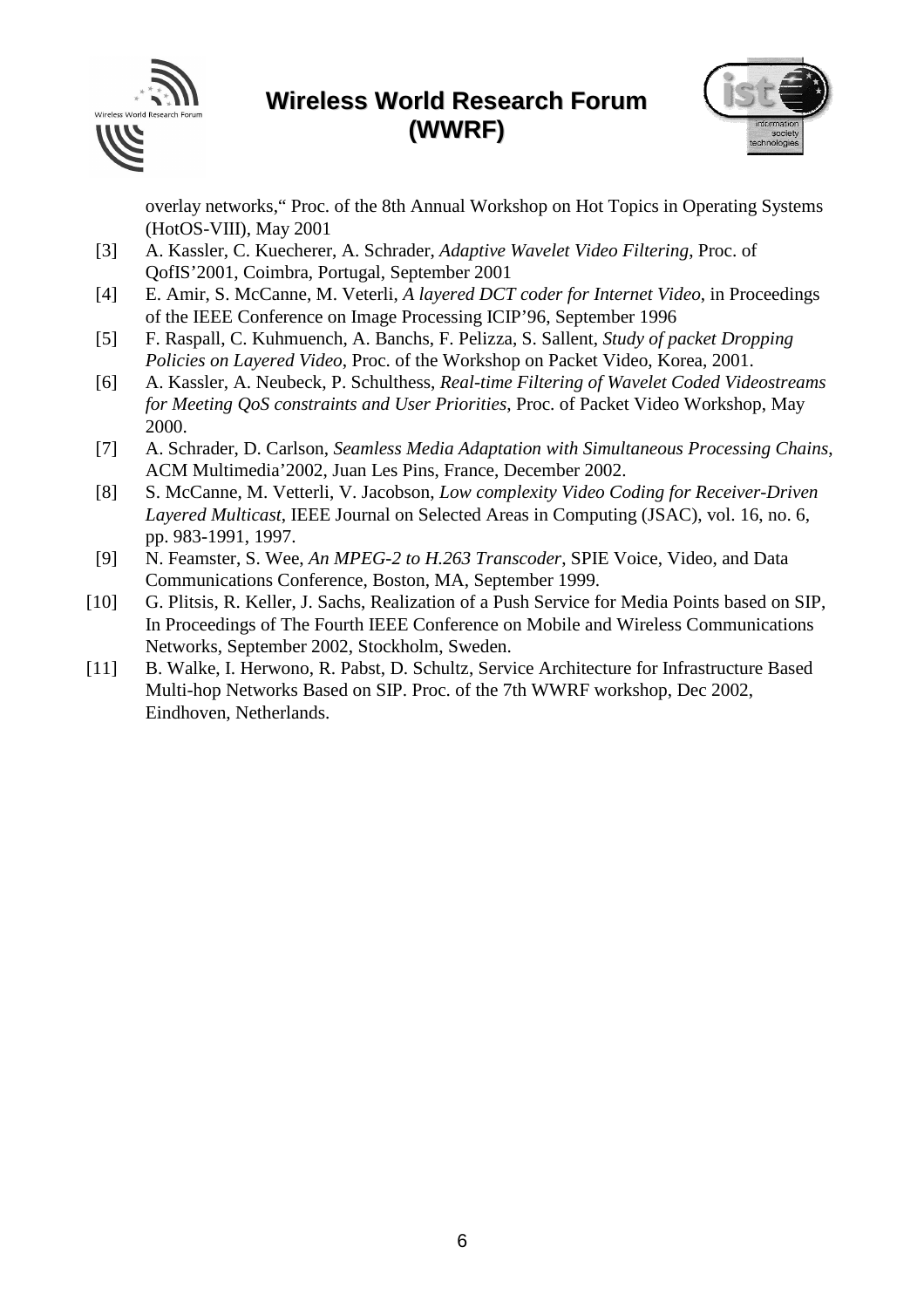overlay networks," Proc. of the 8th Annual Workshop on Hot Topics in Operating Systems (HotOS-VIII), May 2001

[3] A. Kassler, C. Kuecherer, A. Schrader, *Adaptive Wavelet Video Filtering*, Proc. of QofIS'2001, Coimbra, Portugal, September 2001

[4] E. Amir, S. McCanne, M. Veterli, *A layered DCT coder for Internet Video*, in Proceedings of the IEEE Conference on Image Processing ICIP'96, September 1996

[5] F. Raspall, C. Kuhmuench, A. Banchs, F. Pelizza, S. Sallent, *Study of packet Dropping Policies on Layered Video*, Proc. of the Workshop on Packet Video, Korea, 2001.

[6] A. Kassler, A. Neubeck, P. Schulthess, *Real-time Filtering of Wavelet Coded Videostreams for Meeting QoS constraints and User Priorities*, Proc. of Packet Video Workshop, May 2000.

[7] A. Schrader, D. Carlson, *Seamless Media Adaptation with Simultaneous Processing Chains*, ACM Multimedia'2002, Juan Les Pins, France, December 2002.

[8] S. McCanne, M. Vetterli, V. Jacobson, *Low complexity Video Coding for Receiver-Driven Layered Multicast*, IEEE Journal on Selected Areas in Computing (JSAC), vol. 16, no. 6, pp. 983-1991, 1997.

[9] N. Feamster, S. Wee, *An MPEG-2 to H.263 Transcoder*, SPIE Voice, Video, and Data Communications Conference, Boston, MA, September 1999.

[10] G. Plitsis, R. Keller, J. Sachs, Realization of a Push Service for Media Points based on SIP, In Proceedings of The Fourth IEEE Conference on Mobile and Wireless Communications Networks, September 2002, Stockholm, Sweden.

[11] B. Walke, I. Herwono, R. Pabst, D. Schultz, Service Architecture for Infrastructure Based Multi-hop Networks Based on SIP. Proc. of the 7th WWRF workshop, Dec 2002, Eindhoven, Netherlands.